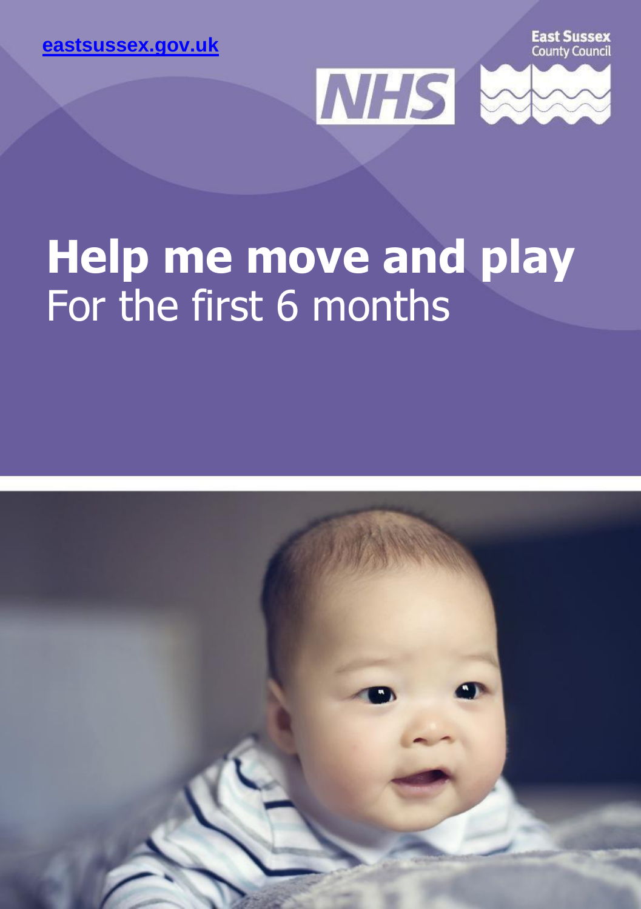[eastsussex.gov.uk](https://eastsussex.gov.uk)

East Sussex County Council

NHS

# Help me move and play

For the first 6 months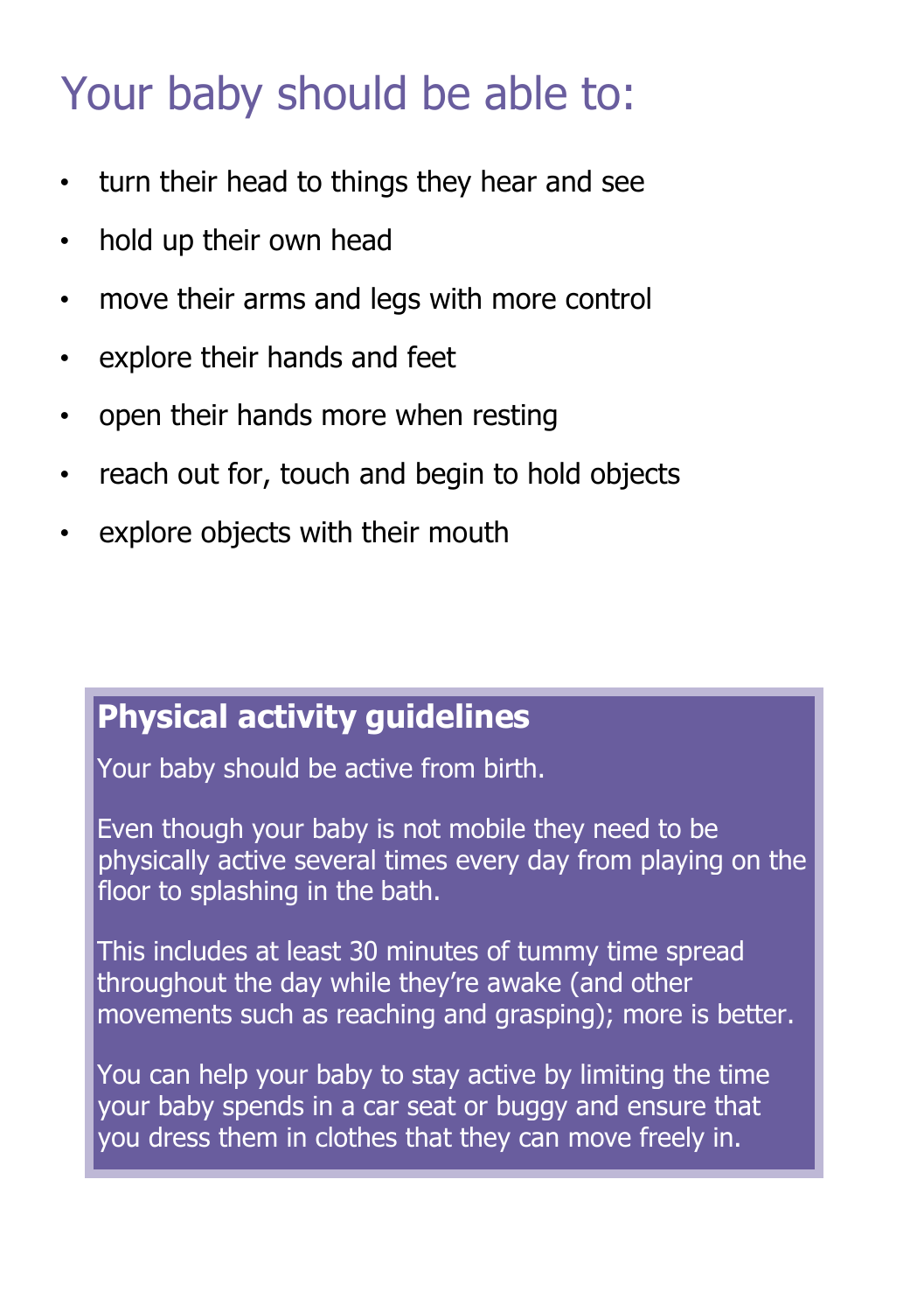# Your baby should be able to:

- turn their head to things they hear and see
- hold up their own head
- move their arms and legs with more control
- explore their hands and feet
- open their hands more when resting
- reach out for, touch and begin to hold objects
- explore objects with their mouth

## Physical activity guidelines

Your baby should be active from birth.

Even though your baby is not mobile they need to be physically active several times every day from playing on the floor to splashing in the bath.

This includes at least 30 minutes of tummy time spread throughout the day while they're awake (and other movements such as reaching and grasping); more is better.

You can help your baby to stay active by limiting the time your baby spends in a car seat or buggy and ensure that you dress them in clothes that they can move freely in.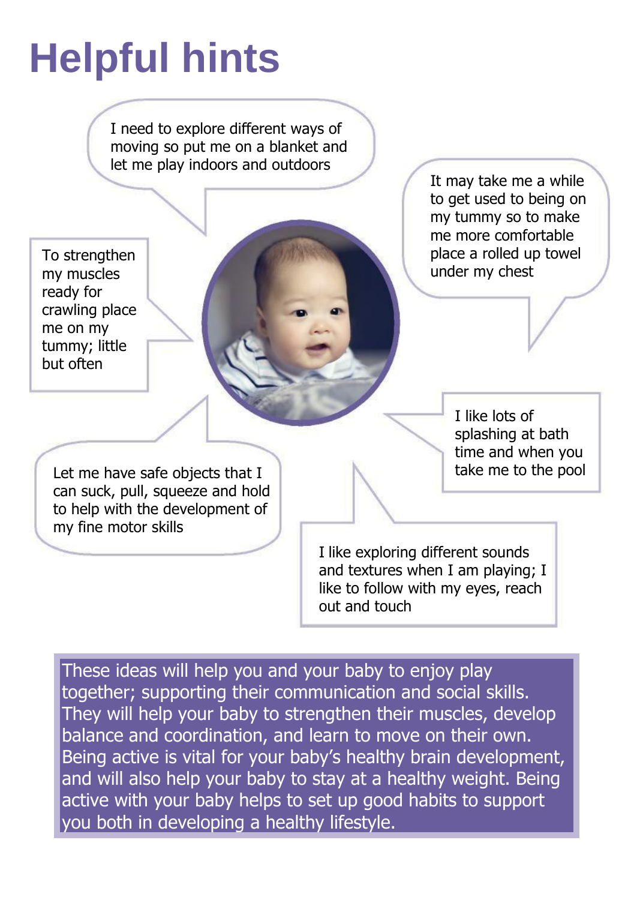# Helpful hints

I need to explore different ways of moving so put me on a blanket and let me play indoors and outdoors

It may take me a while to get used to being on my tummy so to make me more comfortable place a rolled up towel under my chest

To strengthen my muscles ready for crawling place me on my tummy; little but often

I like lots of splashing at bath time and when you take me to the pool

Let me have safe objects that I can suck, pull, squeeze and hold to help with the development of my fine motor skills

I like exploring different sounds and textures when I am playing; I like to follow with my eyes, reach out and touch

These ideas will help you and your baby to enjoy play together; supporting their communication and social skills. They will help your baby to strengthen their muscles, develop balance and coordination, and learn to move on their own. Being active is vital for your baby's healthy brain development, and will also help your baby to stay at a healthy weight. Being active with your baby helps to set up good habits to support you both in developing a healthy lifestyle.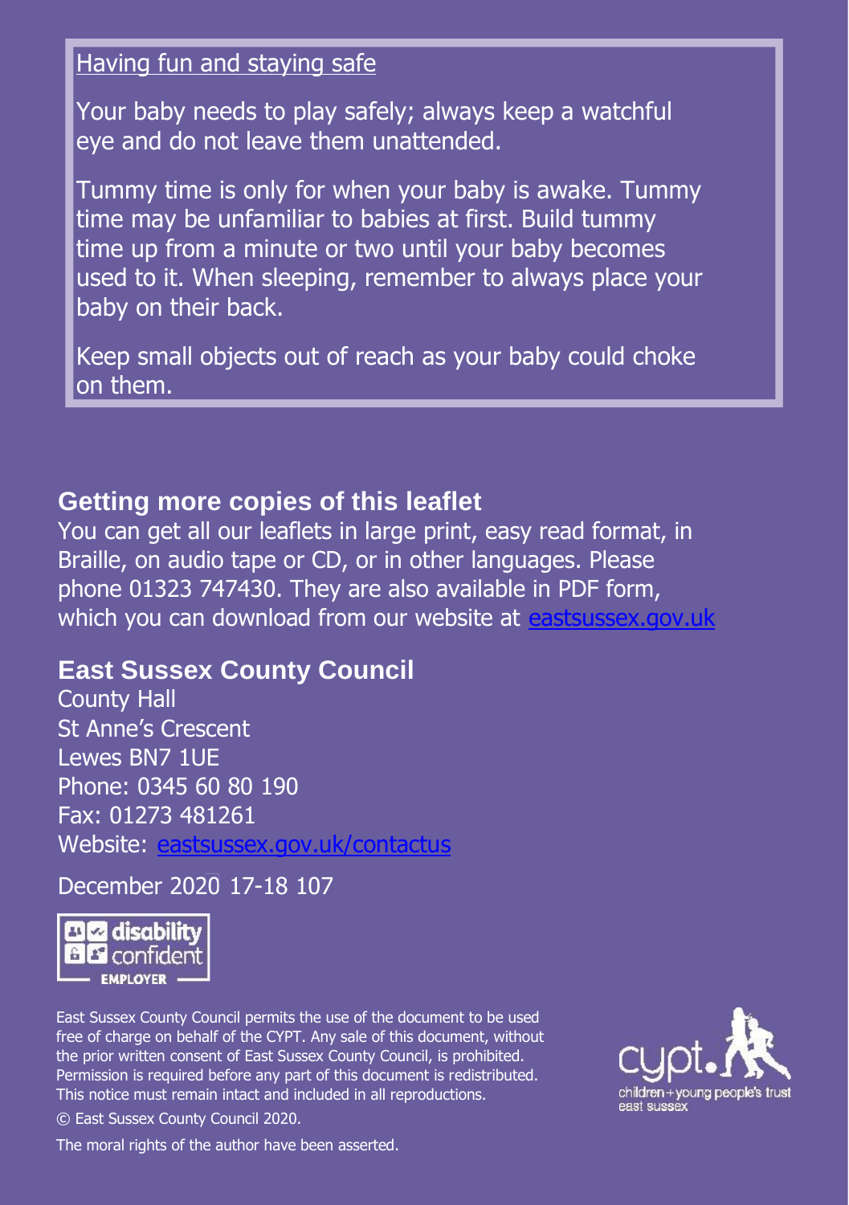Having fun and staying safe

Your baby needs to play safely; always keep a watchful eye and do not leave them unattended.

Tummy time is only for when your baby is awake. Tummy time may be unfamiliar to babies at first. Build tummy time up from a minute or two until your baby becomes used to it. When sleeping, remember to always place your baby on their back.

Keep small objects out of reach as your baby could choke on them.

## Getting more copies of this leaflet

You can get all our leaflets in large print, easy read format, in Braille, on audio tape or CD, or in other languages. Please phone 01323 747430. They are also available in PDF form, which you can download from our website at eastsussex.gov.uk

## East Sussex County Council

County Hall
St Anne's Crescent
Lewes BN7 1UE
Phone: 0345 60 80 190
Fax: 01273 481261
Website: eastsussex.gov.uk/contactus

December 2020 17-18 107

disability confident EMPLOYER

East Sussex County Council permits the use of the document to be used free of charge on behalf of the CYPT. Any sale of this document, without the prior written consent of East Sussex County Council, is prohibited. Permission is required before any part of this document is redistributed. This notice must remain intact and included in all reproductions.

© East Sussex County Council 2020.

The moral rights of the author have been asserted.

cypt. children+young people's trust east sussex